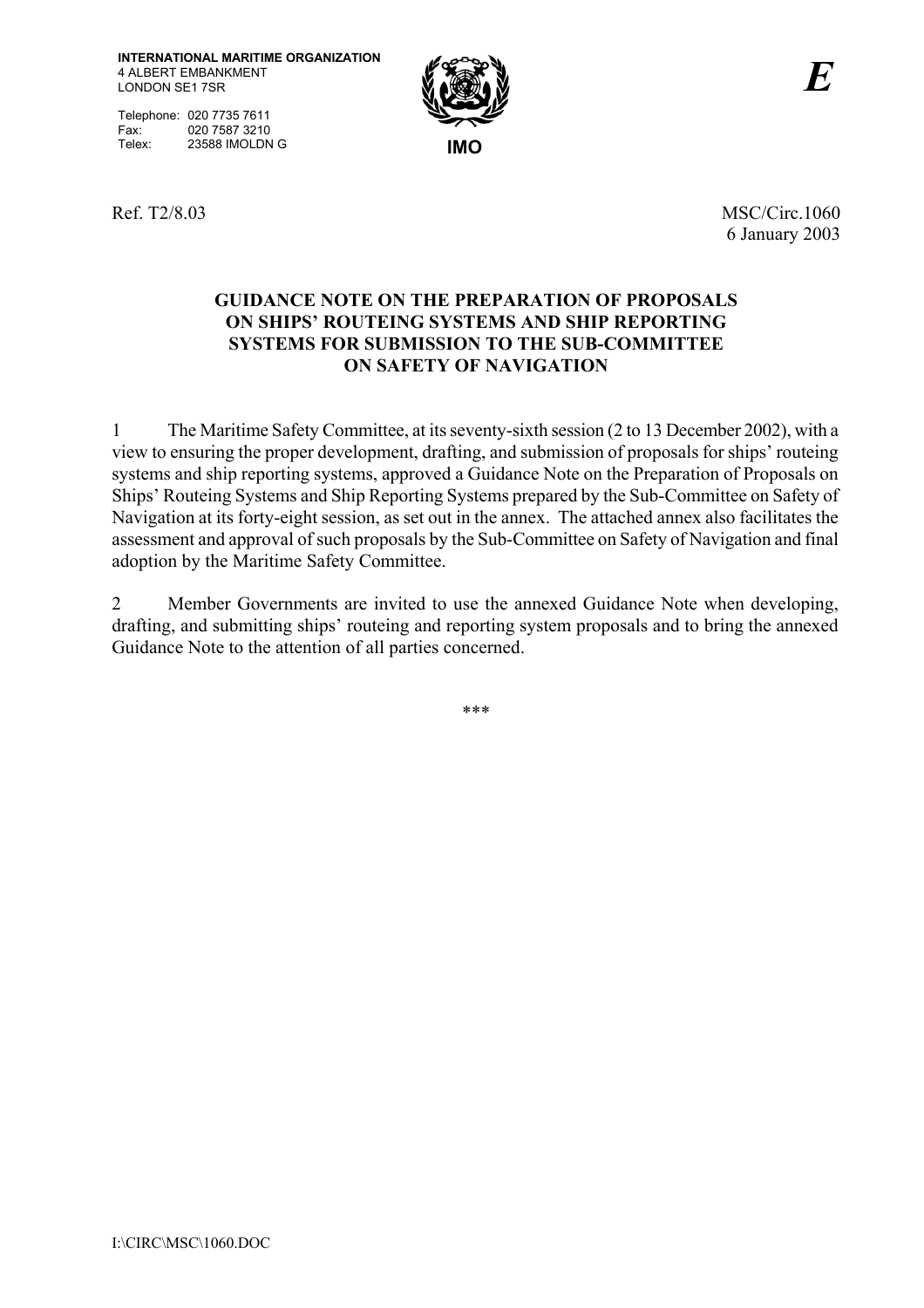INTERNATIONAL MARITIME ORGANIZATION
4 ALBERT EMBANKMENT
LONDON SE1 7SR

Telephone: 020 7735 7611
Fax: 020 7587 3210
Telex: 23588 IMOLDN G

IMO

*E*

Ref. T2/8.03

MSC/Circ.1060
6 January 2003

## GUIDANCE NOTE ON THE PREPARATION OF PROPOSALS ON SHIPS' ROUTEING SYSTEMS AND SHIP REPORTING SYSTEMS FOR SUBMISSION TO THE SUB-COMMITTEE ON SAFETY OF NAVIGATION

1 The Maritime Safety Committee, at its seventy-sixth session (2 to 13 December 2002), with a view to ensuring the proper development, drafting, and submission of proposals for ships' routeing systems and ship reporting systems, approved a Guidance Note on the Preparation of Proposals on Ships' Routeing Systems and Ship Reporting Systems prepared by the Sub-Committee on Safety of Navigation at its forty-eight session, as set out in the annex. The attached annex also facilitates the assessment and approval of such proposals by the Sub-Committee on Safety of Navigation and final adoption by the Maritime Safety Committee.

2 Member Governments are invited to use the annexed Guidance Note when developing, drafting, and submitting ships' routeing and reporting system proposals and to bring the annexed Guidance Note to the attention of all parties concerned.

***

I:\CIRC\MSC\1060.DOC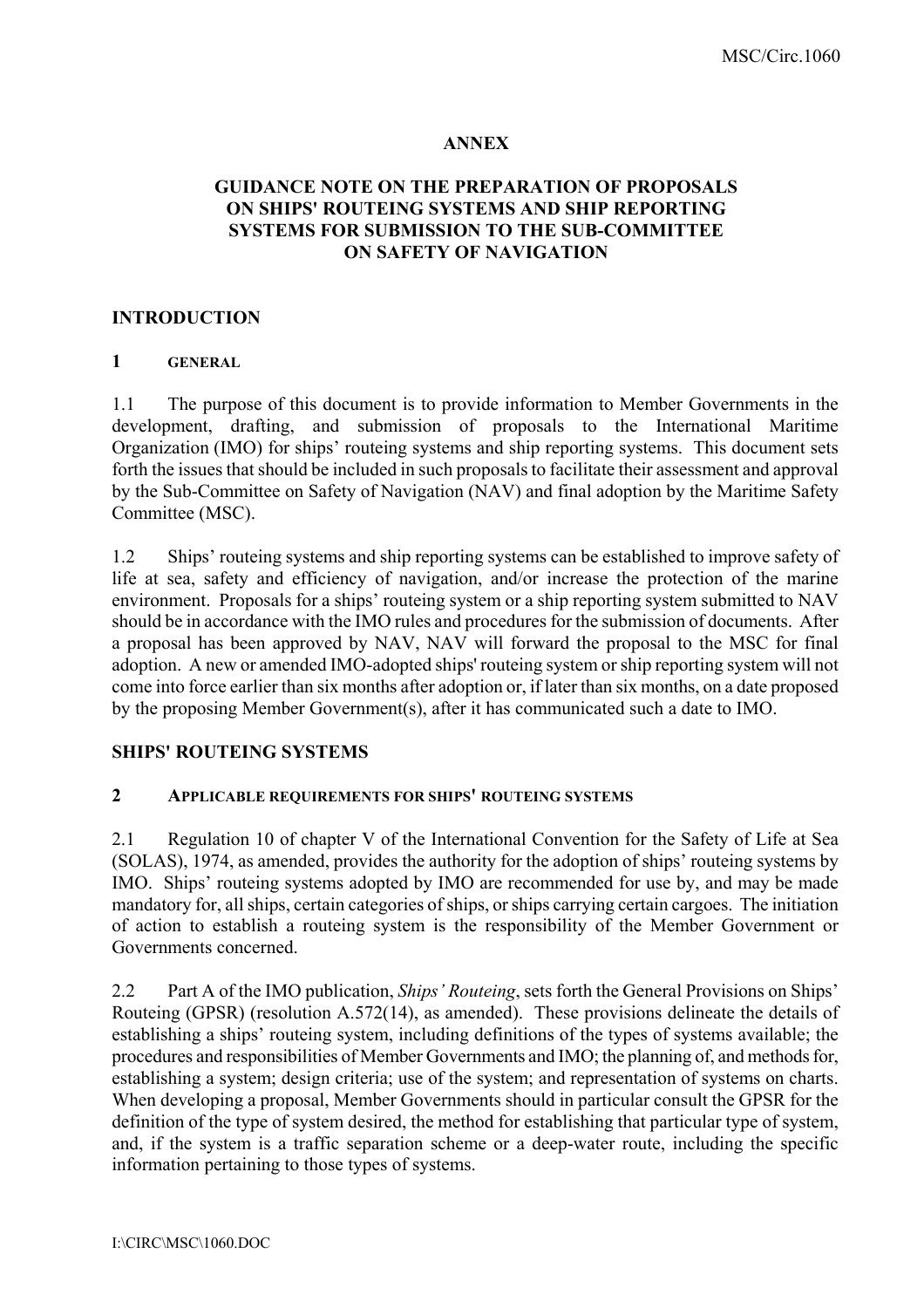# ANNEX

# GUIDANCE NOTE ON THE PREPARATION OF PROPOSALS ON SHIPS' ROUTEING SYSTEMS AND SHIP REPORTING SYSTEMS FOR SUBMISSION TO THE SUB-COMMITTEE ON SAFETY OF NAVIGATION

## INTRODUCTION

### 1 GENERAL

1.1 The purpose of this document is to provide information to Member Governments in the development, drafting, and submission of proposals to the International Maritime Organization (IMO) for ships' routeing systems and ship reporting systems. This document sets forth the issues that should be included in such proposals to facilitate their assessment and approval by the Sub-Committee on Safety of Navigation (NAV) and final adoption by the Maritime Safety Committee (MSC).

1.2 Ships' routeing systems and ship reporting systems can be established to improve safety of life at sea, safety and efficiency of navigation, and/or increase the protection of the marine environment. Proposals for a ships' routeing system or a ship reporting system submitted to NAV should be in accordance with the IMO rules and procedures for the submission of documents. After a proposal has been approved by NAV, NAV will forward the proposal to the MSC for final adoption. A new or amended IMO-adopted ships' routeing system or ship reporting system will not come into force earlier than six months after adoption or, if later than six months, on a date proposed by the proposing Member Government(s), after it has communicated such a date to IMO.

## SHIPS' ROUTEING SYSTEMS

### 2 APPLICABLE REQUIREMENTS FOR SHIPS' ROUTEING SYSTEMS

2.1 Regulation 10 of chapter V of the International Convention for the Safety of Life at Sea (SOLAS), 1974, as amended, provides the authority for the adoption of ships' routeing systems by IMO. Ships' routeing systems adopted by IMO are recommended for use by, and may be made mandatory for, all ships, certain categories of ships, or ships carrying certain cargoes. The initiation of action to establish a routeing system is the responsibility of the Member Government or Governments concerned.

2.2 Part A of the IMO publication, *Ships' Routeing*, sets forth the General Provisions on Ships' Routeing (GPSR) (resolution A.572(14), as amended). These provisions delineate the details of establishing a ships' routeing system, including definitions of the types of systems available; the procedures and responsibilities of Member Governments and IMO; the planning of, and methods for, establishing a system; design criteria; use of the system; and representation of systems on charts. When developing a proposal, Member Governments should in particular consult the GPSR for the definition of the type of system desired, the method for establishing that particular type of system, and, if the system is a traffic separation scheme or a deep-water route, including the specific information pertaining to those types of systems.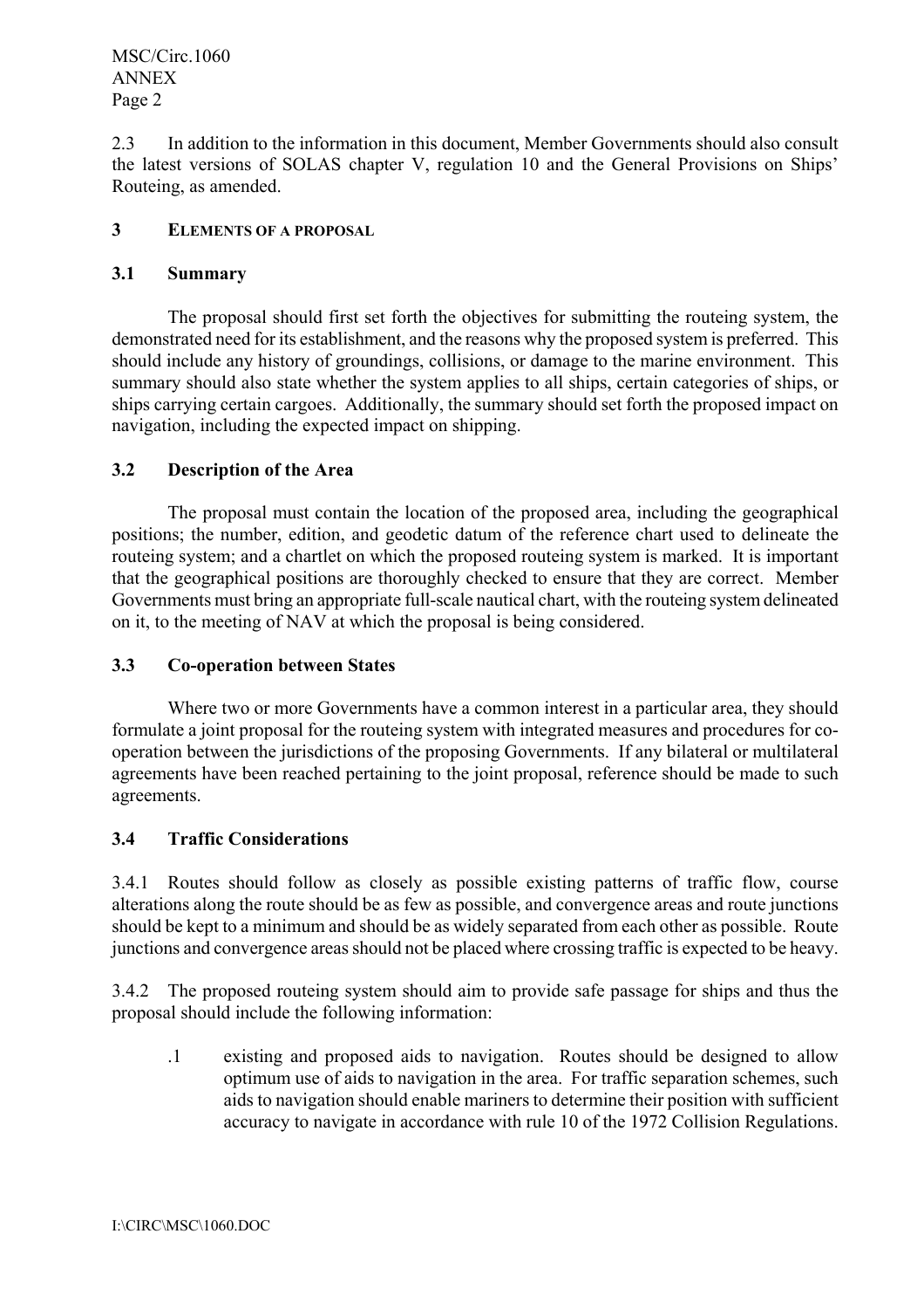2.3 In addition to the information in this document, Member Governments should also consult the latest versions of SOLAS chapter V, regulation 10 and the General Provisions on Ships' Routeing, as amended.

## 3 ELEMENTS OF A PROPOSAL

### 3.1 Summary

The proposal should first set forth the objectives for submitting the routeing system, the demonstrated need for its establishment, and the reasons why the proposed system is preferred. This should include any history of groundings, collisions, or damage to the marine environment. This summary should also state whether the system applies to all ships, certain categories of ships, or ships carrying certain cargoes. Additionally, the summary should set forth the proposed impact on navigation, including the expected impact on shipping.

### 3.2 Description of the Area

The proposal must contain the location of the proposed area, including the geographical positions; the number, edition, and geodetic datum of the reference chart used to delineate the routeing system; and a chartlet on which the proposed routeing system is marked. It is important that the geographical positions are thoroughly checked to ensure that they are correct. Member Governments must bring an appropriate full-scale nautical chart, with the routeing system delineated on it, to the meeting of NAV at which the proposal is being considered.

### 3.3 Co-operation between States

Where two or more Governments have a common interest in a particular area, they should formulate a joint proposal for the routeing system with integrated measures and procedures for co-operation between the jurisdictions of the proposing Governments. If any bilateral or multilateral agreements have been reached pertaining to the joint proposal, reference should be made to such agreements.

### 3.4 Traffic Considerations

3.4.1 Routes should follow as closely as possible existing patterns of traffic flow, course alterations along the route should be as few as possible, and convergence areas and route junctions should be kept to a minimum and should be as widely separated from each other as possible. Route junctions and convergence areas should not be placed where crossing traffic is expected to be heavy.

3.4.2 The proposed routeing system should aim to provide safe passage for ships and thus the proposal should include the following information:

.1 existing and proposed aids to navigation. Routes should be designed to allow optimum use of aids to navigation in the area. For traffic separation schemes, such aids to navigation should enable mariners to determine their position with sufficient accuracy to navigate in accordance with rule 10 of the 1972 Collision Regulations.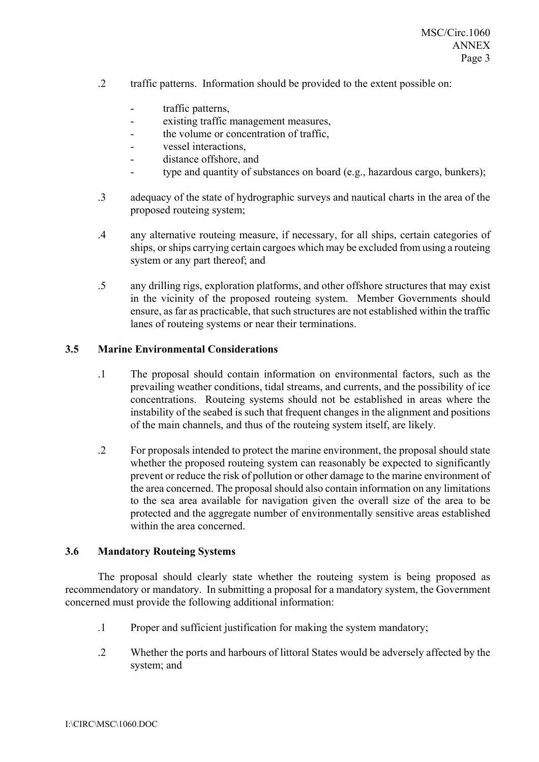.2 traffic patterns. Information should be provided to the extent possible on:

- traffic patterns,
- existing traffic management measures,
- the volume or concentration of traffic,
- vessel interactions,
- distance offshore, and
- type and quantity of substances on board (e.g., hazardous cargo, bunkers);

.3 adequacy of the state of hydrographic surveys and nautical charts in the area of the proposed routeing system;

.4 any alternative routeing measure, if necessary, for all ships, certain categories of ships, or ships carrying certain cargoes which may be excluded from using a routeing system or any part thereof; and

.5 any drilling rigs, exploration platforms, and other offshore structures that may exist in the vicinity of the proposed routeing system. Member Governments should ensure, as far as practicable, that such structures are not established within the traffic lanes of routeing systems or near their terminations.

### 3.5 Marine Environmental Considerations

.1 The proposal should contain information on environmental factors, such as the prevailing weather conditions, tidal streams, and currents, and the possibility of ice concentrations. Routeing systems should not be established in areas where the instability of the seabed is such that frequent changes in the alignment and positions of the main channels, and thus of the routeing system itself, are likely.

.2 For proposals intended to protect the marine environment, the proposal should state whether the proposed routeing system can reasonably be expected to significantly prevent or reduce the risk of pollution or other damage to the marine environment of the area concerned. The proposal should also contain information on any limitations to the sea area available for navigation given the overall size of the area to be protected and the aggregate number of environmentally sensitive areas established within the area concerned.

### 3.6 Mandatory Routeing Systems

The proposal should clearly state whether the routeing system is being proposed as recommendatory or mandatory. In submitting a proposal for a mandatory system, the Government concerned must provide the following additional information:

.1 Proper and sufficient justification for making the system mandatory;

.2 Whether the ports and harbours of littoral States would be adversely affected by the system; and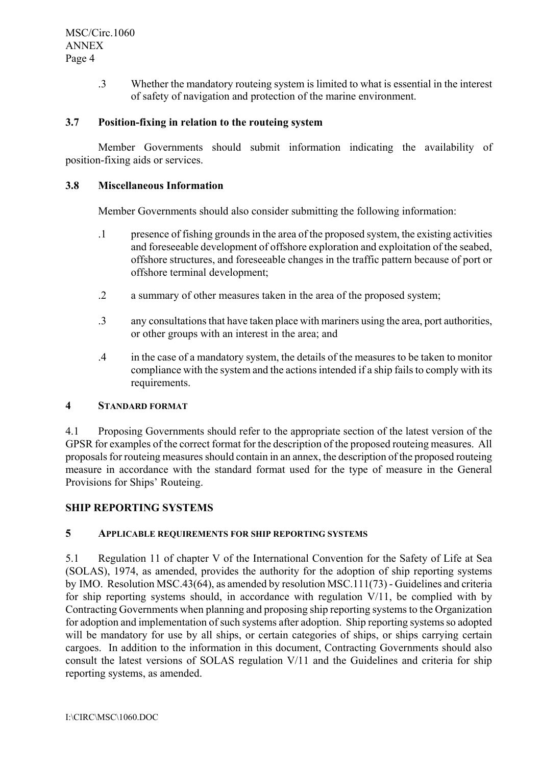.3 Whether the mandatory routeing system is limited to what is essential in the interest of safety of navigation and protection of the marine environment.

### 3.7 Position-fixing in relation to the routeing system

Member Governments should submit information indicating the availability of position-fixing aids or services.

### 3.8 Miscellaneous Information

Member Governments should also consider submitting the following information:

.1 presence of fishing grounds in the area of the proposed system, the existing activities and foreseeable development of offshore exploration and exploitation of the seabed, offshore structures, and foreseeable changes in the traffic pattern because of port or offshore terminal development;

.2 a summary of other measures taken in the area of the proposed system;

.3 any consultations that have taken place with mariners using the area, port authorities, or other groups with an interest in the area; and

.4 in the case of a mandatory system, the details of the measures to be taken to monitor compliance with the system and the actions intended if a ship fails to comply with its requirements.

## 4 STANDARD FORMAT

4.1 Proposing Governments should refer to the appropriate section of the latest version of the GPSR for examples of the correct format for the description of the proposed routeing measures. All proposals for routeing measures should contain in an annex, the description of the proposed routeing measure in accordance with the standard format used for the type of measure in the General Provisions for Ships' Routeing.

# SHIP REPORTING SYSTEMS

## 5 APPLICABLE REQUIREMENTS FOR SHIP REPORTING SYSTEMS

5.1 Regulation 11 of chapter V of the International Convention for the Safety of Life at Sea (SOLAS), 1974, as amended, provides the authority for the adoption of ship reporting systems by IMO. Resolution MSC.43(64), as amended by resolution MSC.111(73) - Guidelines and criteria for ship reporting systems should, in accordance with regulation V/11, be complied with by Contracting Governments when planning and proposing ship reporting systems to the Organization for adoption and implementation of such systems after adoption. Ship reporting systems so adopted will be mandatory for use by all ships, or certain categories of ships, or ships carrying certain cargoes. In addition to the information in this document, Contracting Governments should also consult the latest versions of SOLAS regulation V/11 and the Guidelines and criteria for ship reporting systems, as amended.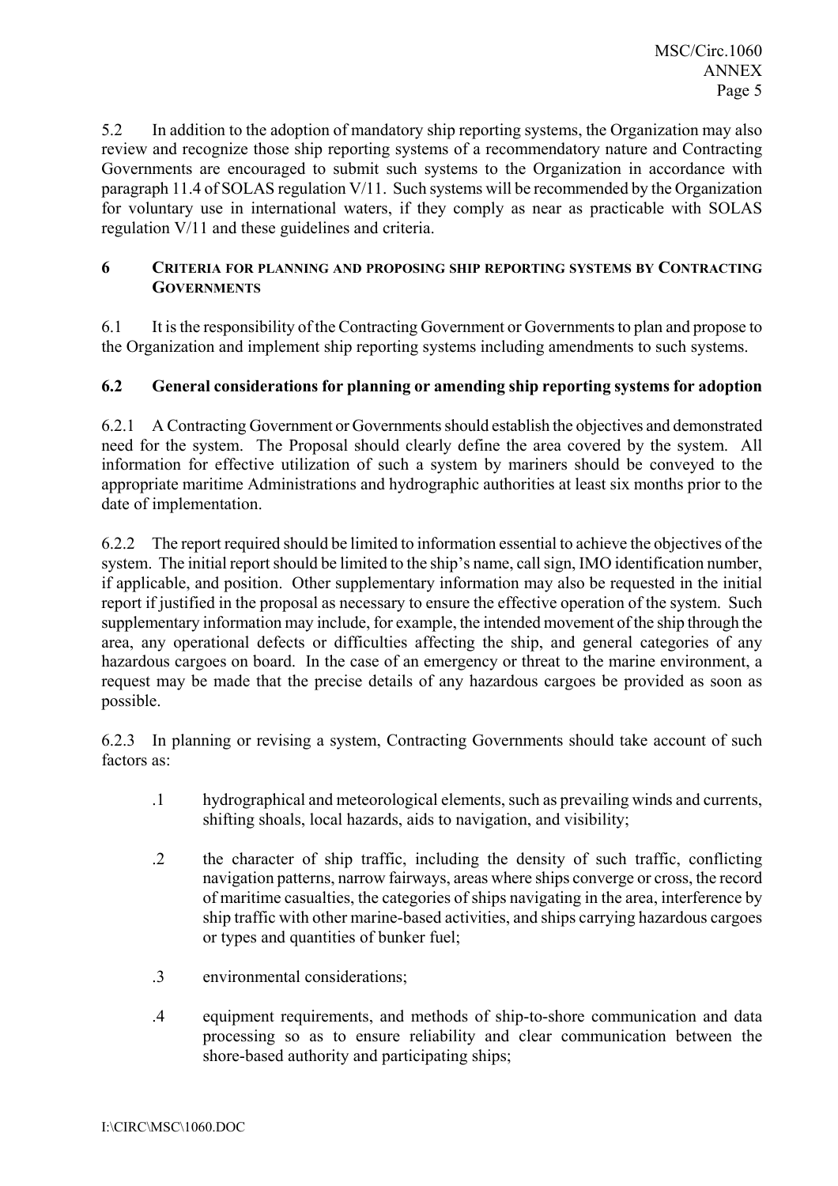5.2 In addition to the adoption of mandatory ship reporting systems, the Organization may also review and recognize those ship reporting systems of a recommendatory nature and Contracting Governments are encouraged to submit such systems to the Organization in accordance with paragraph 11.4 of SOLAS regulation V/11. Such systems will be recommended by the Organization for voluntary use in international waters, if they comply as near as practicable with SOLAS regulation V/11 and these guidelines and criteria.

## 6 CRITERIA FOR PLANNING AND PROPOSING SHIP REPORTING SYSTEMS BY CONTRACTING GOVERNMENTS

6.1 It is the responsibility of the Contracting Government or Governments to plan and propose to the Organization and implement ship reporting systems including amendments to such systems.

### 6.2 General considerations for planning or amending ship reporting systems for adoption

6.2.1 A Contracting Government or Governments should establish the objectives and demonstrated need for the system. The Proposal should clearly define the area covered by the system. All information for effective utilization of such a system by mariners should be conveyed to the appropriate maritime Administrations and hydrographic authorities at least six months prior to the date of implementation.

6.2.2 The report required should be limited to information essential to achieve the objectives of the system. The initial report should be limited to the ship's name, call sign, IMO identification number, if applicable, and position. Other supplementary information may also be requested in the initial report if justified in the proposal as necessary to ensure the effective operation of the system. Such supplementary information may include, for example, the intended movement of the ship through the area, any operational defects or difficulties affecting the ship, and general categories of any hazardous cargoes on board. In the case of an emergency or threat to the marine environment, a request may be made that the precise details of any hazardous cargoes be provided as soon as possible.

6.2.3 In planning or revising a system, Contracting Governments should take account of such factors as:

.1 hydrographical and meteorological elements, such as prevailing winds and currents, shifting shoals, local hazards, aids to navigation, and visibility;

.2 the character of ship traffic, including the density of such traffic, conflicting navigation patterns, narrow fairways, areas where ships converge or cross, the record of maritime casualties, the categories of ships navigating in the area, interference by ship traffic with other marine-based activities, and ships carrying hazardous cargoes or types and quantities of bunker fuel;

.3 environmental considerations;

.4 equipment requirements, and methods of ship-to-shore communication and data processing so as to ensure reliability and clear communication between the shore-based authority and participating ships;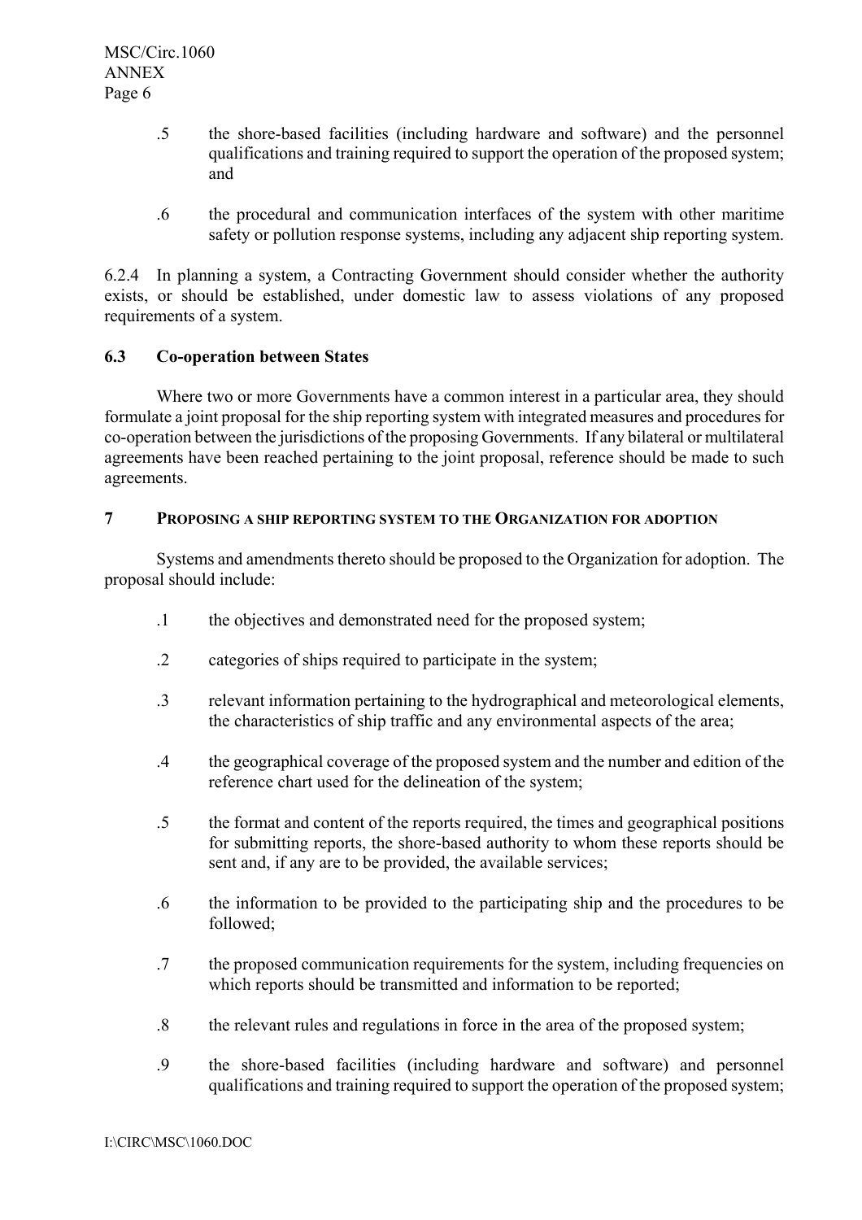.5 the shore-based facilities (including hardware and software) and the personnel qualifications and training required to support the operation of the proposed system; and

.6 the procedural and communication interfaces of the system with other maritime safety or pollution response systems, including any adjacent ship reporting system.

6.2.4 In planning a system, a Contracting Government should consider whether the authority exists, or should be established, under domestic law to assess violations of any proposed requirements of a system.

### 6.3 Co-operation between States

Where two or more Governments have a common interest in a particular area, they should formulate a joint proposal for the ship reporting system with integrated measures and procedures for co-operation between the jurisdictions of the proposing Governments. If any bilateral or multilateral agreements have been reached pertaining to the joint proposal, reference should be made to such agreements.

## 7 PROPOSING A SHIP REPORTING SYSTEM TO THE ORGANIZATION FOR ADOPTION

Systems and amendments thereto should be proposed to the Organization for adoption. The proposal should include:

.1 the objectives and demonstrated need for the proposed system;

.2 categories of ships required to participate in the system;

.3 relevant information pertaining to the hydrographical and meteorological elements, the characteristics of ship traffic and any environmental aspects of the area;

.4 the geographical coverage of the proposed system and the number and edition of the reference chart used for the delineation of the system;

.5 the format and content of the reports required, the times and geographical positions for submitting reports, the shore-based authority to whom these reports should be sent and, if any are to be provided, the available services;

.6 the information to be provided to the participating ship and the procedures to be followed;

.7 the proposed communication requirements for the system, including frequencies on which reports should be transmitted and information to be reported;

.8 the relevant rules and regulations in force in the area of the proposed system;

.9 the shore-based facilities (including hardware and software) and personnel qualifications and training required to support the operation of the proposed system;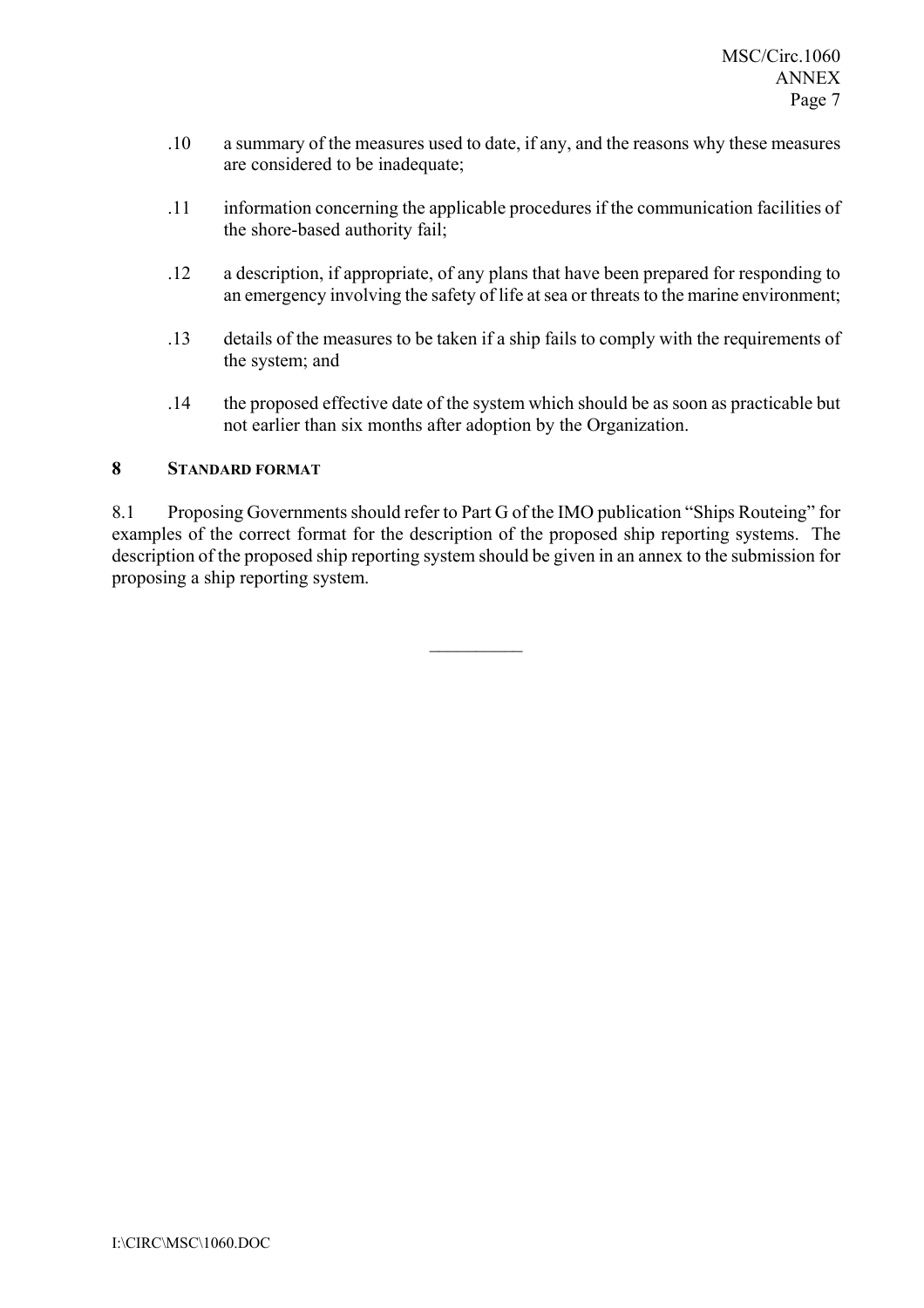.10 a summary of the measures used to date, if any, and the reasons why these measures are considered to be inadequate;

.11 information concerning the applicable procedures if the communication facilities of the shore-based authority fail;

.12 a description, if appropriate, of any plans that have been prepared for responding to an emergency involving the safety of life at sea or threats to the marine environment;

.13 details of the measures to be taken if a ship fails to comply with the requirements of the system; and

.14 the proposed effective date of the system which should be as soon as practicable but not earlier than six months after adoption by the Organization.

## 8 STANDARD FORMAT

8.1 Proposing Governments should refer to Part G of the IMO publication "Ships Routeing" for examples of the correct format for the description of the proposed ship reporting systems. The description of the proposed ship reporting system should be given in an annex to the submission for proposing a ship reporting system.

\_\_\_\_\_\_\_\_\_\_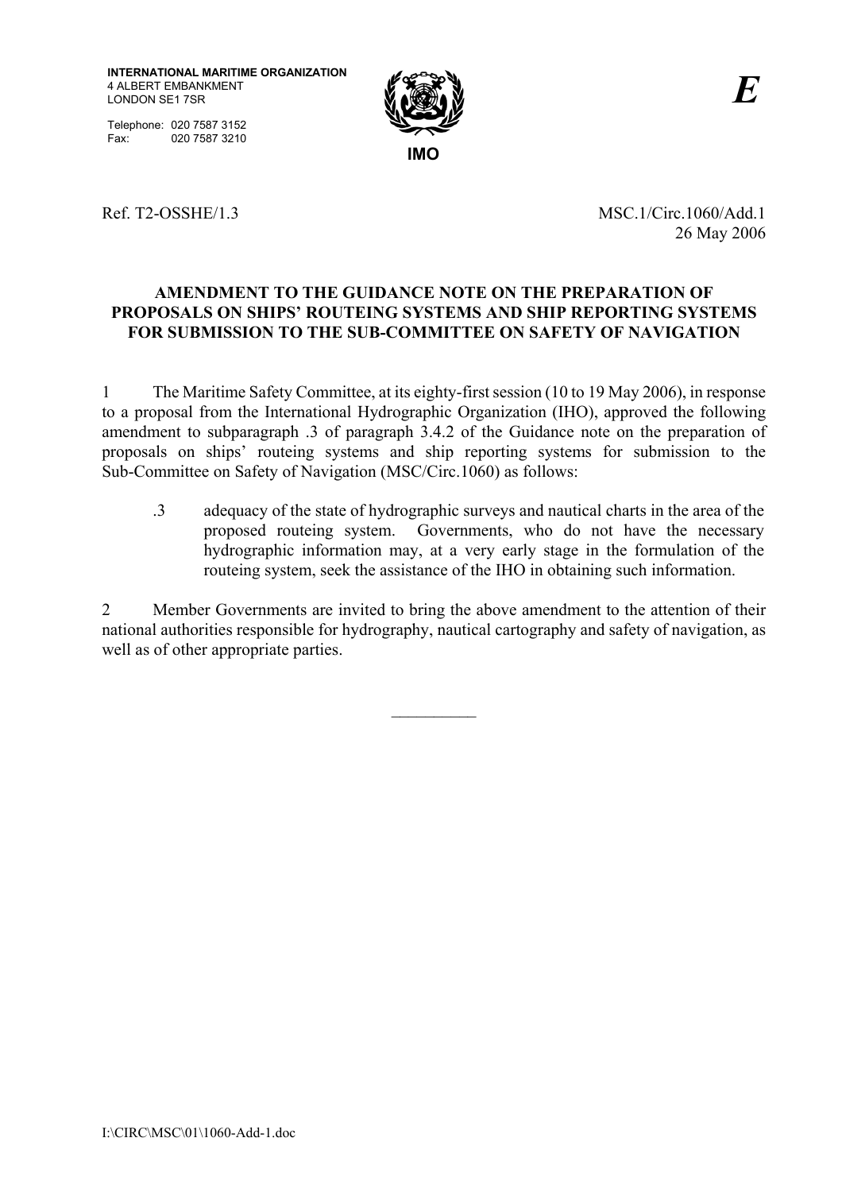INTERNATIONAL MARITIME ORGANIZATION
4 ALBERT EMBANKMENT
LONDON SE1 7SR

Telephone: 020 7587 3152
Fax: 020 7587 3210

IMO

*E*

Ref. T2-OSSHE/1.3

MSC.1/Circ.1060/Add.1
26 May 2006

## AMENDMENT TO THE GUIDANCE NOTE ON THE PREPARATION OF PROPOSALS ON SHIPS' ROUTEING SYSTEMS AND SHIP REPORTING SYSTEMS FOR SUBMISSION TO THE SUB-COMMITTEE ON SAFETY OF NAVIGATION

1 The Maritime Safety Committee, at its eighty-first session (10 to 19 May 2006), in response to a proposal from the International Hydrographic Organization (IHO), approved the following amendment to subparagraph .3 of paragraph 3.4.2 of the Guidance note on the preparation of proposals on ships' routeing systems and ship reporting systems for submission to the Sub-Committee on Safety of Navigation (MSC/Circ.1060) as follows:

> .3 adequacy of the state of hydrographic surveys and nautical charts in the area of the proposed routeing system. Governments, who do not have the necessary hydrographic information may, at a very early stage in the formulation of the routeing system, seek the assistance of the IHO in obtaining such information.

2 Member Governments are invited to bring the above amendment to the attention of their national authorities responsible for hydrography, nautical cartography and safety of navigation, as well as of other appropriate parties.

\_\_\_\_\_\_\_\_\_\_

I:\CIRC\MSC\01\1060-Add-1.doc